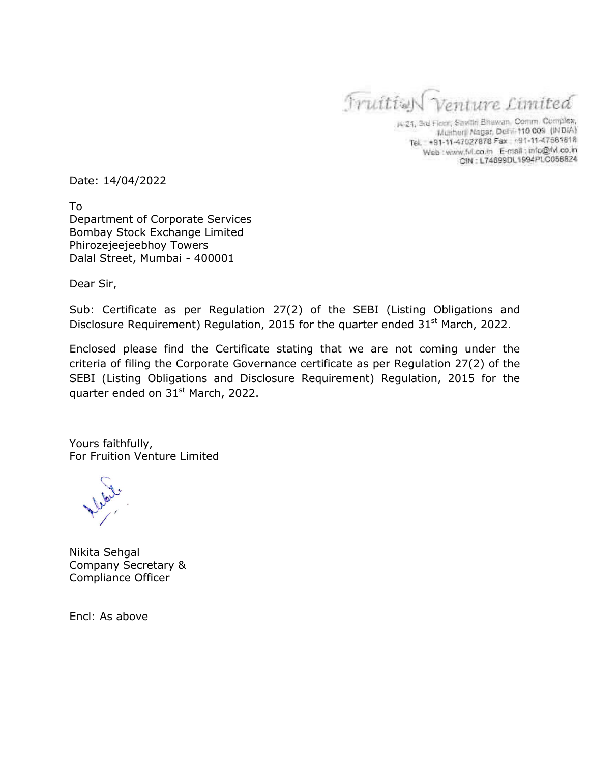**Fruition Venture Limited**

A-21, 3rd Floor, Savitri Bhawan, Comm. Complex,
Mukherji Nagar, Delhi-110 009 (INDIA)
Tel.: +91-11-47027878 Fax: +91-11-47561818
Web: www.fvl.co.in E-mail: info@fvl.co.in
CIN: L74899DL1994PLC058824

Date: 14/04/2022

To
Department of Corporate Services
Bombay Stock Exchange Limited
Phirozejeejeebhoy Towers
Dalal Street, Mumbai - 400001

Dear Sir,

Sub: Certificate as per Regulation 27(2) of the SEBI (Listing Obligations and Disclosure Requirement) Regulation, 2015 for the quarter ended 31st March, 2022.

Enclosed please find the Certificate stating that we are not coming under the criteria of filing the Corporate Governance certificate as per Regulation 27(2) of the SEBI (Listing Obligations and Disclosure Requirement) Regulation, 2015 for the quarter ended on 31st March, 2022.

Yours faithfully,
For Fruition Venture Limited

Nikita Sehgal
Company Secretary &
Compliance Officer

Encl: As above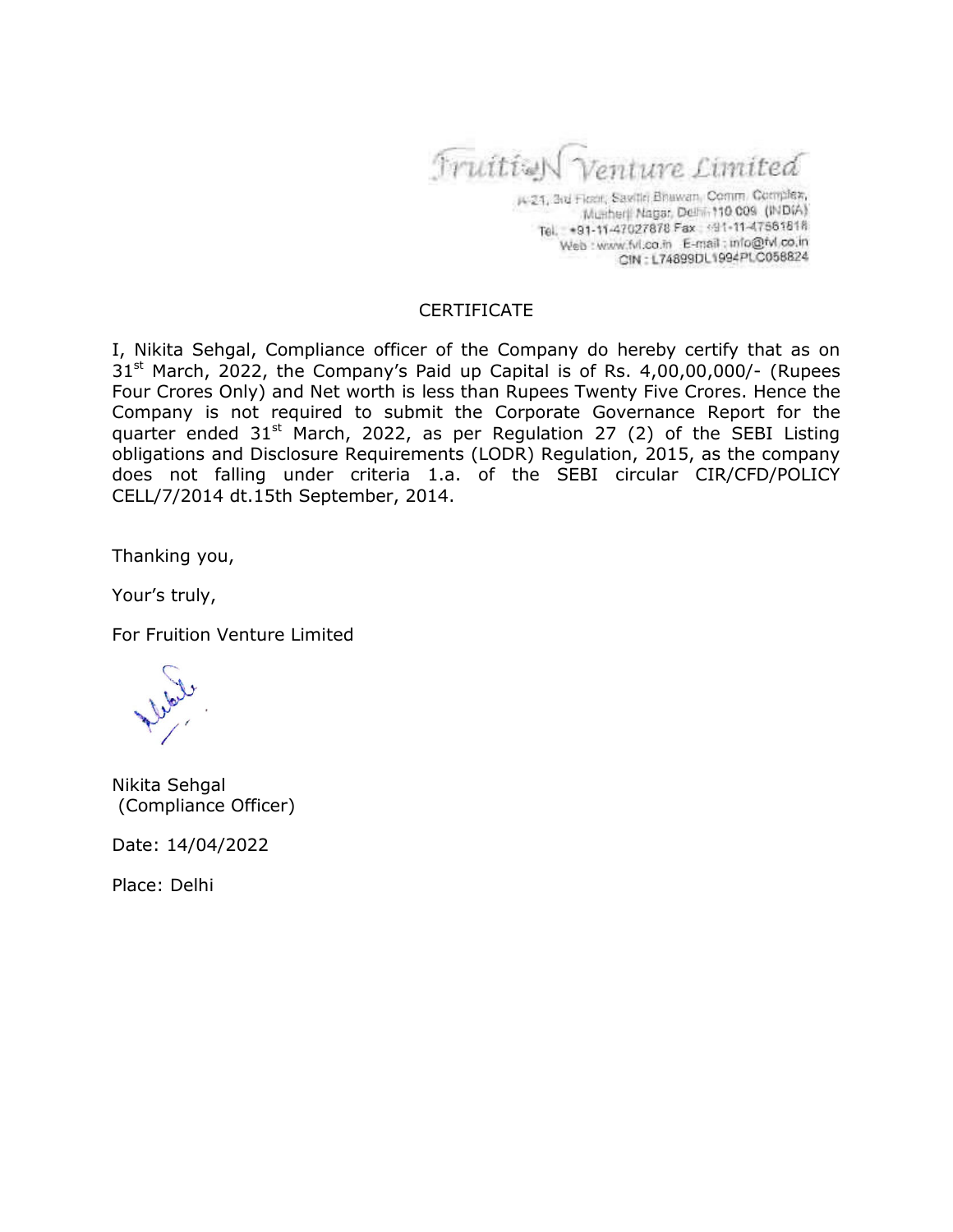Fruition Venture Limited

A-21, 3rd Floor, Savitri Bhawan, Comm. Complex,
Mukherji Nagar, Delhi-110 009 (INDIA)
Tel. +91-11-47027878 Fax: +91-11-47561818
Web : www.fvl.co.in E-mail : info@fvl.co.in
CIN : L74899DL1994PLC058824

## CERTIFICATE

I, Nikita Sehgal, Compliance officer of the Company do hereby certify that as on 31st March, 2022, the Company's Paid up Capital is of Rs. 4,00,00,000/- (Rupees Four Crores Only) and Net worth is less than Rupees Twenty Five Crores. Hence the Company is not required to submit the Corporate Governance Report for the quarter ended 31st March, 2022, as per Regulation 27 (2) of the SEBI Listing obligations and Disclosure Requirements (LODR) Regulation, 2015, as the company does not falling under criteria 1.a. of the SEBI circular CIR/CFD/POLICY CELL/7/2014 dt.15th September, 2014.

Thanking you,

Your's truly,

For Fruition Venture Limited

Nikita Sehgal
(Compliance Officer)

Date: 14/04/2022

Place: Delhi